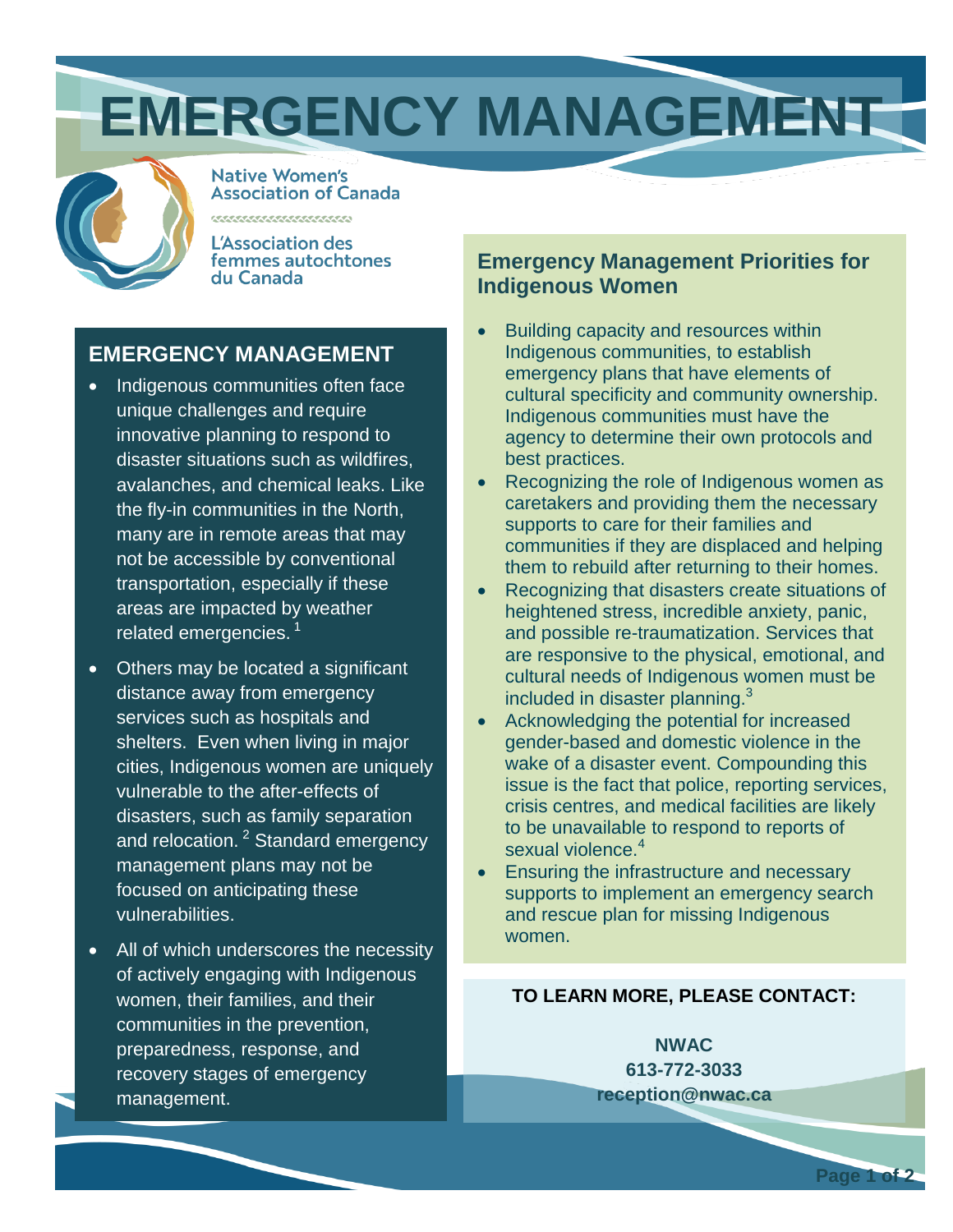# EMERGENCY MANAGEMENT

Native Women's Association of Canada

L'Association des femmes autochtones du Canada

## EMERGENCY MANAGEMENT

- Indigenous communities often face unique challenges and require innovative planning to respond to disaster situations such as wildfires, avalanches, and chemical leaks. Like the fly-in communities in the North, many are in remote areas that may not be accessible by conventional transportation, especially if these areas are impacted by weather related emergencies. [1]
- Others may be located a significant distance away from emergency services such as hospitals and shelters. Even when living in major cities, Indigenous women are uniquely vulnerable to the after-effects of disasters, such as family separation and relocation. [2] Standard emergency management plans may not be focused on anticipating these vulnerabilities.
- All of which underscores the necessity of actively engaging with Indigenous women, their families, and their communities in the prevention, preparedness, response, and recovery stages of emergency management.

## Emergency Management Priorities for Indigenous Women

- Building capacity and resources within Indigenous communities, to establish emergency plans that have elements of cultural specificity and community ownership. Indigenous communities must have the agency to determine their own protocols and best practices.
- Recognizing the role of Indigenous women as caretakers and providing them the necessary supports to care for their families and communities if they are displaced and helping them to rebuild after returning to their homes.
- Recognizing that disasters create situations of heightened stress, incredible anxiety, panic, and possible re-traumatization. Services that are responsive to the physical, emotional, and cultural needs of Indigenous women must be included in disaster planning.[3]
- Acknowledging the potential for increased gender-based and domestic violence in the wake of a disaster event. Compounding this issue is the fact that police, reporting services, crisis centres, and medical facilities are likely to be unavailable to respond to reports of sexual violence.[4]
- Ensuring the infrastructure and necessary supports to implement an emergency search and rescue plan for missing Indigenous women.

**TO LEARN MORE, PLEASE CONTACT:**

**NWAC**
**613-772-3033**
**reception@nwac.ca**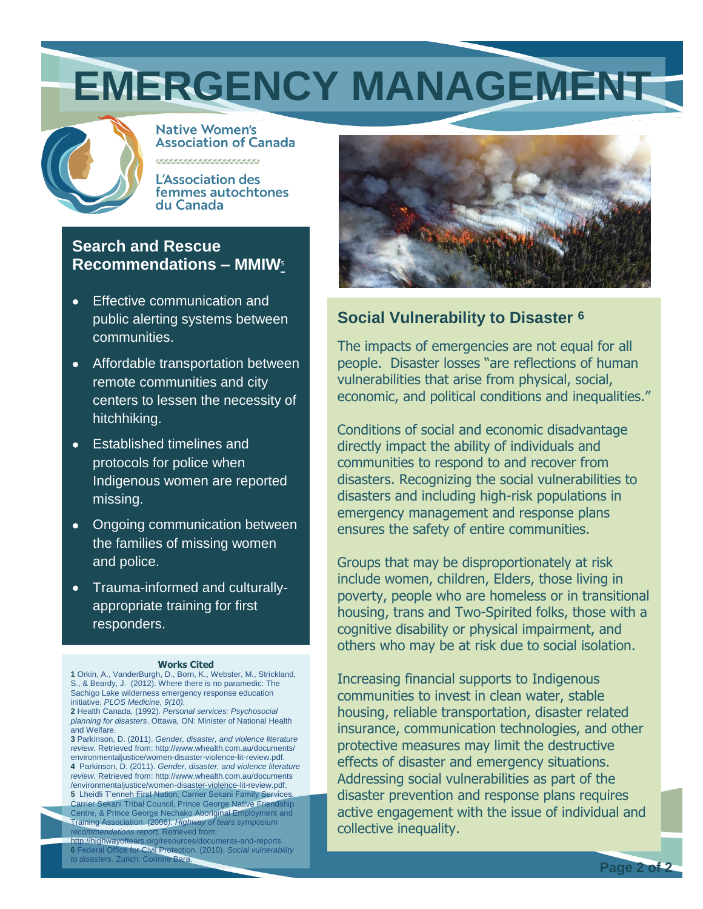# EMERGENCY MANAGEMENT

Native Women's Association of Canada

L'Association des femmes autochtones du Canada

## Search and Rescue Recommendations – MMIW[5]

- Effective communication and public alerting systems between communities.
- Affordable transportation between remote communities and city centers to lessen the necessity of hitchhiking.
- Established timelines and protocols for police when Indigenous women are reported missing.
- Ongoing communication between the families of missing women and police.
- Trauma-informed and culturally-appropriate training for first responders.

### Works Cited

**1** Orkin, A., VanderBurgh, D., Born, K., Webster, M., Strickland, S., & Beardy, J. (2012). Where there is no paramedic: The Sachigo Lake wilderness emergency response education initiative. *PLOS Medicine, 9(10).*

**2** Health Canada. (1992). *Personal services: Psychosocial planning for disasters*. Ottawa, ON: Minister of National Health and Welfare.

**3** Parkinson, D. (2011). *Gender, disaster, and violence literature review.* Retrieved from: http://www.whealth.com.au/documents/environmentaljustice/women-disaster-violence-lit-review.pdf.

**4** Parkinson, D. (2011). *Gender, disaster, and violence literature review.* Retrieved from: http://www.whealth.com.au/documents/environmentaljustice/women-disaster-violence-lit-review.pdf.

**5** Lheidli T'enneh First Nation, Carrier Sekani Family Services, Carrier Sekani Tribal Council, Prince George Native Friendship Centre, & Prince George Nechako Aboriginal Employment and Training Association. (2006). *Highway of tears symposium recommendations report.* Retrieved from: http://highwayoftears.org/resources/documents-and-reports.

**6** Federal Office for Civil Protection. (2010). *Social vulnerability to disasters*. Zurich: Corinne Bara.

## Social Vulnerability to Disaster [6]

The impacts of emergencies are not equal for all people. Disaster losses "are reflections of human vulnerabilities that arise from physical, social, economic, and political conditions and inequalities."

Conditions of social and economic disadvantage directly impact the ability of individuals and communities to respond to and recover from disasters. Recognizing the social vulnerabilities to disasters and including high-risk populations in emergency management and response plans ensures the safety of entire communities.

Groups that may be disproportionately at risk include women, children, Elders, those living in poverty, people who are homeless or in transitional housing, trans and Two-Spirited folks, those with a cognitive disability or physical impairment, and others who may be at risk due to social isolation.

Increasing financial supports to Indigenous communities to invest in clean water, stable housing, reliable transportation, disaster related insurance, communication technologies, and other protective measures may limit the destructive effects of disaster and emergency situations. Addressing social vulnerabilities as part of the disaster prevention and response plans requires active engagement with the issue of individual and collective inequality.